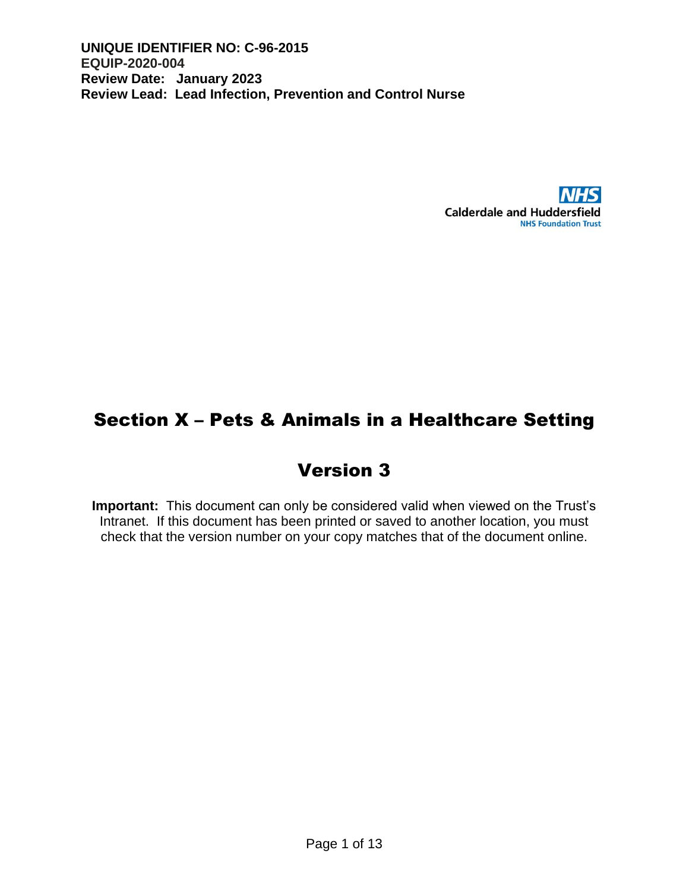**UNIQUE IDENTIFIER NO: C-96-2015**
**EQUIP-2020-004**
**Review Date: January 2023**
**Review Lead: Lead Infection, Prevention and Control Nurse**

Calderdale and Huddersfield
NHS Foundation Trust

# Section X – Pets & Animals in a Healthcare Setting

# Version 3

**Important:** This document can only be considered valid when viewed on the Trust's Intranet. If this document has been printed or saved to another location, you must check that the version number on your copy matches that of the document online.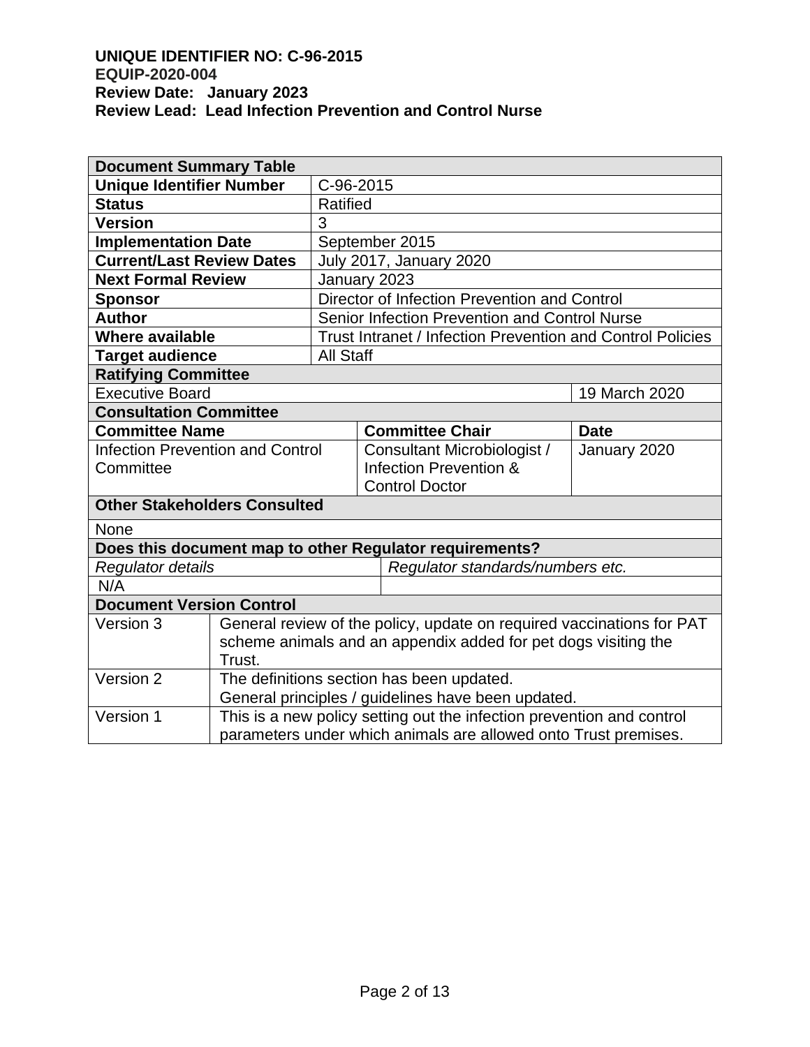**UNIQUE IDENTIFIER NO: C-96-2015**
**EQUIP-2020-004**
**Review Date: January 2023**
**Review Lead: Lead Infection Prevention and Control Nurse**

| **Document Summary Table** | | | |
|---|---|---|---|
| **Unique Identifier Number** | C-96-2015 | | |
| **Status** | Ratified | | |
| **Version** | 3 | | |
| **Implementation Date** | September 2015 | | |
| **Current/Last Review Dates** | July 2017, January 2020 | | |
| **Next Formal Review** | January 2023 | | |
| **Sponsor** | Director of Infection Prevention and Control | | |
| **Author** | Senior Infection Prevention and Control Nurse | | |
| **Where available** | Trust Intranet / Infection Prevention and Control Policies | | |
| **Target audience** | All Staff | | |
| **Ratifying Committee** | | | |
| Executive Board | | | 19 March 2020 |
| **Consultation Committee** | | | |
| **Committee Name** | | **Committee Chair** | **Date** |
| Infection Prevention and Control Committee | | Consultant Microbiologist / Infection Prevention & Control Doctor | January 2020 |
| **Other Stakeholders Consulted** | | | |
| None | | | |
| **Does this document map to other Regulator requirements?** | | | |
| *Regulator details* | | *Regulator standards/numbers etc.* | |
| N/A | | | |
| **Document Version Control** | | | |
| Version 3 | General review of the policy, update on required vaccinations for PAT scheme animals and an appendix added for pet dogs visiting the Trust. | | |
| Version 2 | The definitions section has been updated. General principles / guidelines have been updated. | | |
| Version 1 | This is a new policy setting out the infection prevention and control parameters under which animals are allowed onto Trust premises. | | |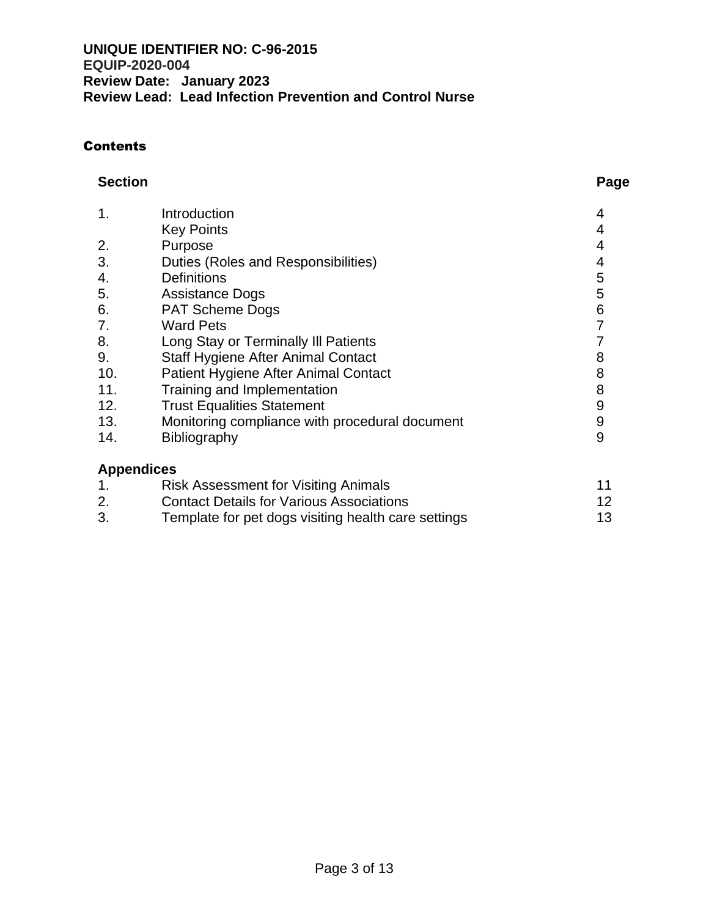**UNIQUE IDENTIFIER NO: C-96-2015**
**EQUIP-2020-004**
**Review Date: January 2023**
**Review Lead: Lead Infection Prevention and Control Nurse**

## Contents

| Section | | Page |
|---|---|---|
| 1. | Introduction | 4 |
| | Key Points | 4 |
| 2. | Purpose | 4 |
| 3. | Duties (Roles and Responsibilities) | 4 |
| 4. | Definitions | 5 |
| 5. | Assistance Dogs | 5 |
| 6. | PAT Scheme Dogs | 6 |
| 7. | Ward Pets | 7 |
| 8. | Long Stay or Terminally Ill Patients | 7 |
| 9. | Staff Hygiene After Animal Contact | 8 |
| 10. | Patient Hygiene After Animal Contact | 8 |
| 11. | Training and Implementation | 8 |
| 12. | Trust Equalities Statement | 9 |
| 13. | Monitoring compliance with procedural document | 9 |
| 14. | Bibliography | 9 |
| **Appendices** | | |
| 1. | Risk Assessment for Visiting Animals | 11 |
| 2. | Contact Details for Various Associations | 12 |
| 3. | Template for pet dogs visiting health care settings | 13 |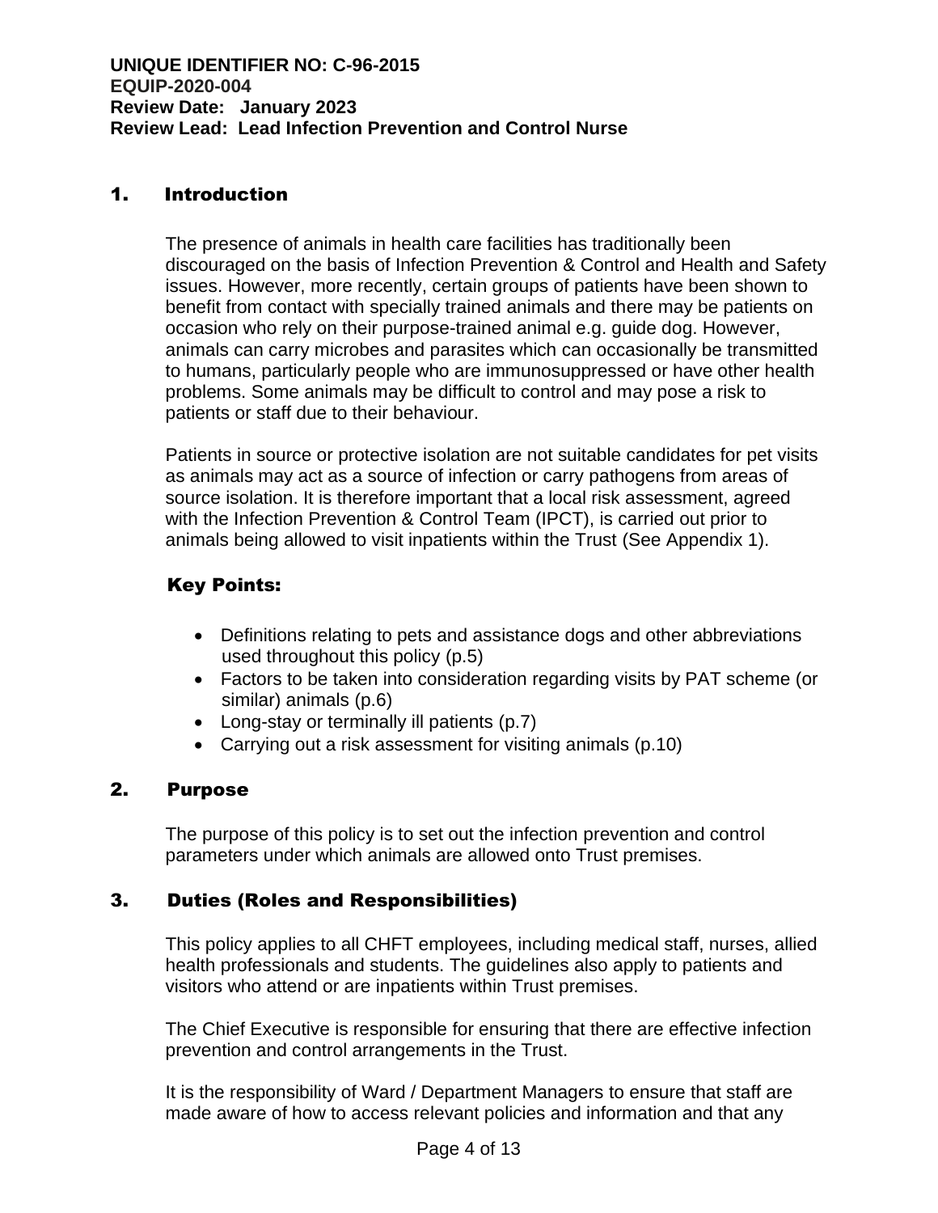## 1. Introduction

The presence of animals in health care facilities has traditionally been discouraged on the basis of Infection Prevention & Control and Health and Safety issues. However, more recently, certain groups of patients have been shown to benefit from contact with specially trained animals and there may be patients on occasion who rely on their purpose-trained animal e.g. guide dog. However, animals can carry microbes and parasites which can occasionally be transmitted to humans, particularly people who are immunosuppressed or have other health problems. Some animals may be difficult to control and may pose a risk to patients or staff due to their behaviour.

Patients in source or protective isolation are not suitable candidates for pet visits as animals may act as a source of infection or carry pathogens from areas of source isolation. It is therefore important that a local risk assessment, agreed with the Infection Prevention & Control Team (IPCT), is carried out prior to animals being allowed to visit inpatients within the Trust (See Appendix 1).

### Key Points:

- Definitions relating to pets and assistance dogs and other abbreviations used throughout this policy (p.5)
- Factors to be taken into consideration regarding visits by PAT scheme (or similar) animals (p.6)
- Long-stay or terminally ill patients (p.7)
- Carrying out a risk assessment for visiting animals (p.10)

## 2. Purpose

The purpose of this policy is to set out the infection prevention and control parameters under which animals are allowed onto Trust premises.

## 3. Duties (Roles and Responsibilities)

This policy applies to all CHFT employees, including medical staff, nurses, allied health professionals and students. The guidelines also apply to patients and visitors who attend or are inpatients within Trust premises.

The Chief Executive is responsible for ensuring that there are effective infection prevention and control arrangements in the Trust.

It is the responsibility of Ward / Department Managers to ensure that staff are made aware of how to access relevant policies and information and that any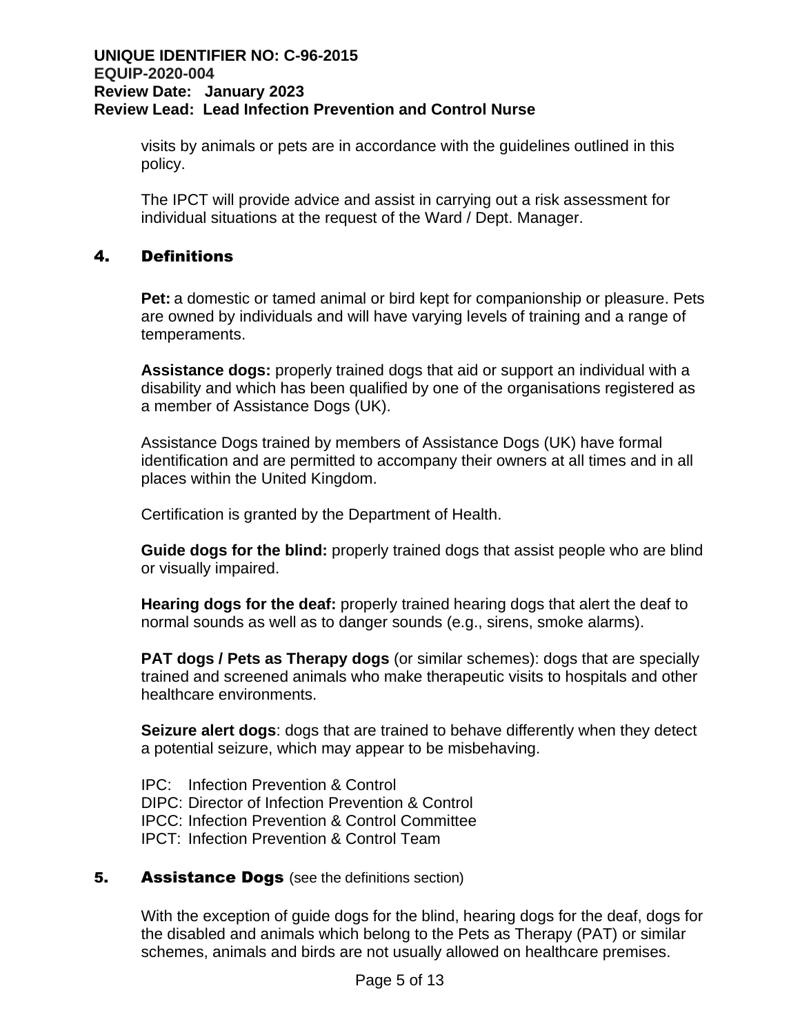visits by animals or pets are in accordance with the guidelines outlined in this policy.

The IPCT will provide advice and assist in carrying out a risk assessment for individual situations at the request of the Ward / Dept. Manager.

## 4. Definitions

**Pet:** a domestic or tamed animal or bird kept for companionship or pleasure. Pets are owned by individuals and will have varying levels of training and a range of temperaments.

**Assistance dogs:** properly trained dogs that aid or support an individual with a disability and which has been qualified by one of the organisations registered as a member of Assistance Dogs (UK).

Assistance Dogs trained by members of Assistance Dogs (UK) have formal identification and are permitted to accompany their owners at all times and in all places within the United Kingdom.

Certification is granted by the Department of Health.

**Guide dogs for the blind:** properly trained dogs that assist people who are blind or visually impaired.

**Hearing dogs for the deaf:** properly trained hearing dogs that alert the deaf to normal sounds as well as to danger sounds (e.g., sirens, smoke alarms).

**PAT dogs / Pets as Therapy dogs** (or similar schemes): dogs that are specially trained and screened animals who make therapeutic visits to hospitals and other healthcare environments.

**Seizure alert dogs**: dogs that are trained to behave differently when they detect a potential seizure, which may appear to be misbehaving.

IPC: Infection Prevention & Control
DIPC: Director of Infection Prevention & Control
IPCC: Infection Prevention & Control Committee
IPCT: Infection Prevention & Control Team

## 5. Assistance Dogs (see the definitions section)

With the exception of guide dogs for the blind, hearing dogs for the deaf, dogs for the disabled and animals which belong to the Pets as Therapy (PAT) or similar schemes, animals and birds are not usually allowed on healthcare premises.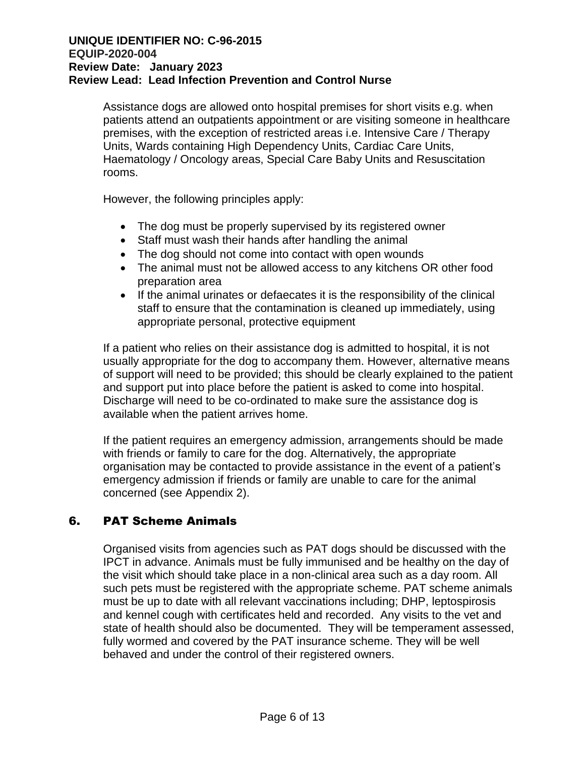Assistance dogs are allowed onto hospital premises for short visits e.g. when patients attend an outpatients appointment or are visiting someone in healthcare premises, with the exception of restricted areas i.e. Intensive Care / Therapy Units, Wards containing High Dependency Units, Cardiac Care Units, Haematology / Oncology areas, Special Care Baby Units and Resuscitation rooms.

However, the following principles apply:

- The dog must be properly supervised by its registered owner
- Staff must wash their hands after handling the animal
- The dog should not come into contact with open wounds
- The animal must not be allowed access to any kitchens OR other food preparation area
- If the animal urinates or defaecates it is the responsibility of the clinical staff to ensure that the contamination is cleaned up immediately, using appropriate personal, protective equipment

If a patient who relies on their assistance dog is admitted to hospital, it is not usually appropriate for the dog to accompany them. However, alternative means of support will need to be provided; this should be clearly explained to the patient and support put into place before the patient is asked to come into hospital. Discharge will need to be co-ordinated to make sure the assistance dog is available when the patient arrives home.

If the patient requires an emergency admission, arrangements should be made with friends or family to care for the dog. Alternatively, the appropriate organisation may be contacted to provide assistance in the event of a patient's emergency admission if friends or family are unable to care for the animal concerned (see Appendix 2).

## 6. PAT Scheme Animals

Organised visits from agencies such as PAT dogs should be discussed with the IPCT in advance. Animals must be fully immunised and be healthy on the day of the visit which should take place in a non-clinical area such as a day room. All such pets must be registered with the appropriate scheme. PAT scheme animals must be up to date with all relevant vaccinations including; DHP, leptospirosis and kennel cough with certificates held and recorded. Any visits to the vet and state of health should also be documented. They will be temperament assessed, fully wormed and covered by the PAT insurance scheme. They will be well behaved and under the control of their registered owners.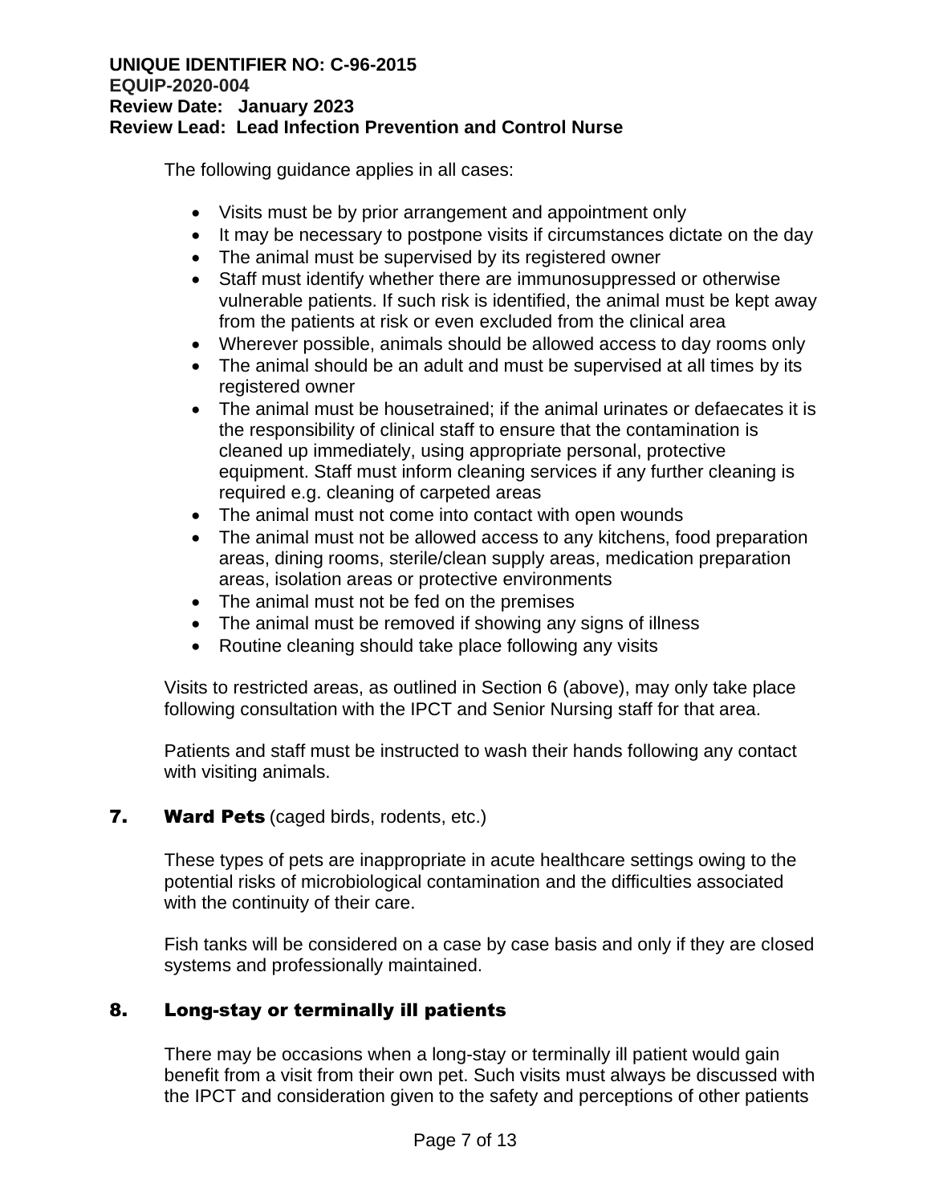The following guidance applies in all cases:

- Visits must be by prior arrangement and appointment only
- It may be necessary to postpone visits if circumstances dictate on the day
- The animal must be supervised by its registered owner
- Staff must identify whether there are immunosuppressed or otherwise vulnerable patients. If such risk is identified, the animal must be kept away from the patients at risk or even excluded from the clinical area
- Wherever possible, animals should be allowed access to day rooms only
- The animal should be an adult and must be supervised at all times by its registered owner
- The animal must be housetrained; if the animal urinates or defaecates it is the responsibility of clinical staff to ensure that the contamination is cleaned up immediately, using appropriate personal, protective equipment. Staff must inform cleaning services if any further cleaning is required e.g. cleaning of carpeted areas
- The animal must not come into contact with open wounds
- The animal must not be allowed access to any kitchens, food preparation areas, dining rooms, sterile/clean supply areas, medication preparation areas, isolation areas or protective environments
- The animal must not be fed on the premises
- The animal must be removed if showing any signs of illness
- Routine cleaning should take place following any visits

Visits to restricted areas, as outlined in Section 6 (above), may only take place following consultation with the IPCT and Senior Nursing staff for that area.

Patients and staff must be instructed to wash their hands following any contact with visiting animals.

## 7. **Ward Pets** (caged birds, rodents, etc.)

These types of pets are inappropriate in acute healthcare settings owing to the potential risks of microbiological contamination and the difficulties associated with the continuity of their care.

Fish tanks will be considered on a case by case basis and only if they are closed systems and professionally maintained.

## 8. Long-stay or terminally ill patients

There may be occasions when a long-stay or terminally ill patient would gain benefit from a visit from their own pet. Such visits must always be discussed with the IPCT and consideration given to the safety and perceptions of other patients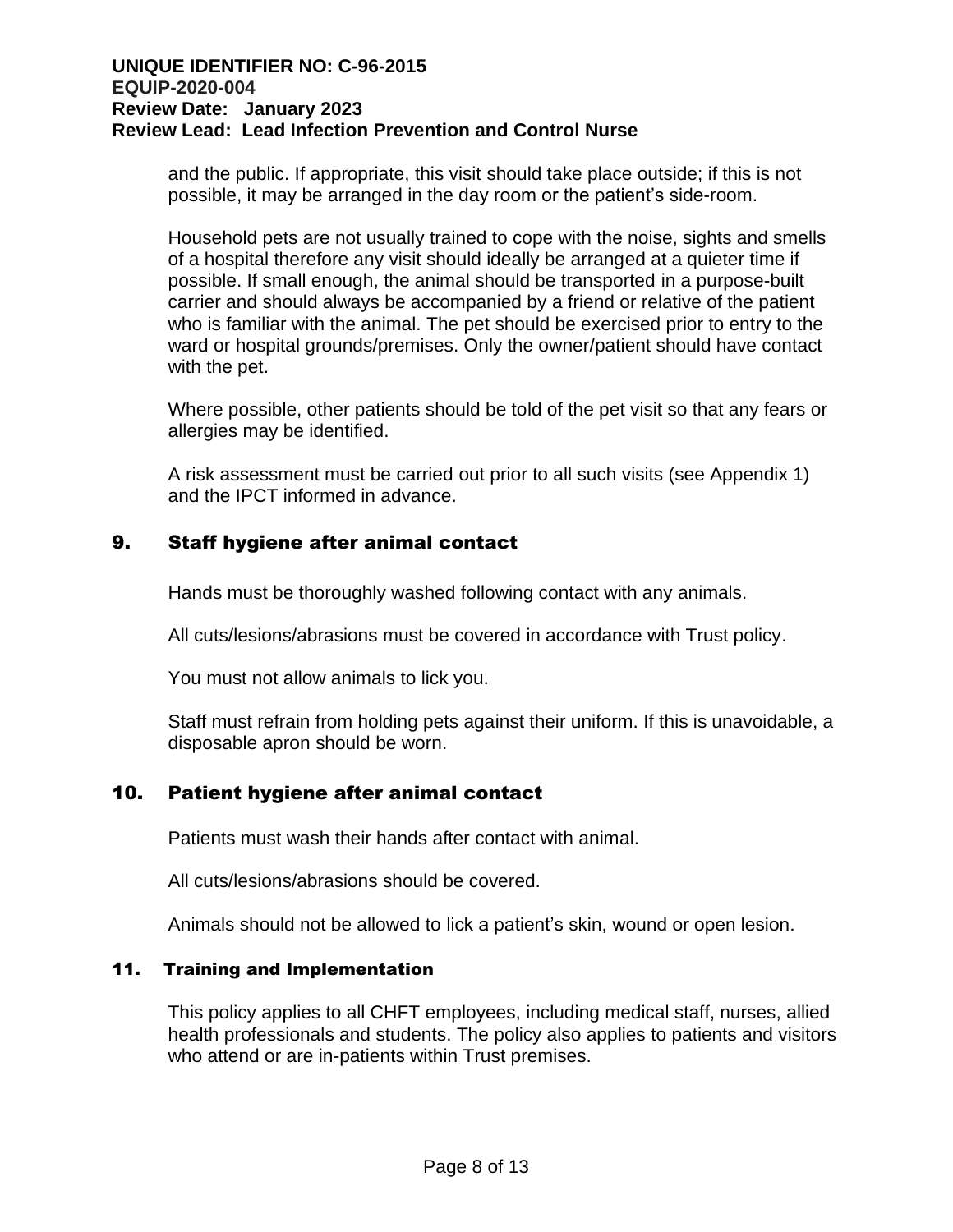and the public. If appropriate, this visit should take place outside; if this is not possible, it may be arranged in the day room or the patient's side-room.

Household pets are not usually trained to cope with the noise, sights and smells of a hospital therefore any visit should ideally be arranged at a quieter time if possible. If small enough, the animal should be transported in a purpose-built carrier and should always be accompanied by a friend or relative of the patient who is familiar with the animal. The pet should be exercised prior to entry to the ward or hospital grounds/premises. Only the owner/patient should have contact with the pet.

Where possible, other patients should be told of the pet visit so that any fears or allergies may be identified.

A risk assessment must be carried out prior to all such visits (see Appendix 1) and the IPCT informed in advance.

## 9. Staff hygiene after animal contact

Hands must be thoroughly washed following contact with any animals.

All cuts/lesions/abrasions must be covered in accordance with Trust policy.

You must not allow animals to lick you.

Staff must refrain from holding pets against their uniform. If this is unavoidable, a disposable apron should be worn.

## 10. Patient hygiene after animal contact

Patients must wash their hands after contact with animal.

All cuts/lesions/abrasions should be covered.

Animals should not be allowed to lick a patient's skin, wound or open lesion.

### 11. Training and Implementation

This policy applies to all CHFT employees, including medical staff, nurses, allied health professionals and students. The policy also applies to patients and visitors who attend or are in-patients within Trust premises.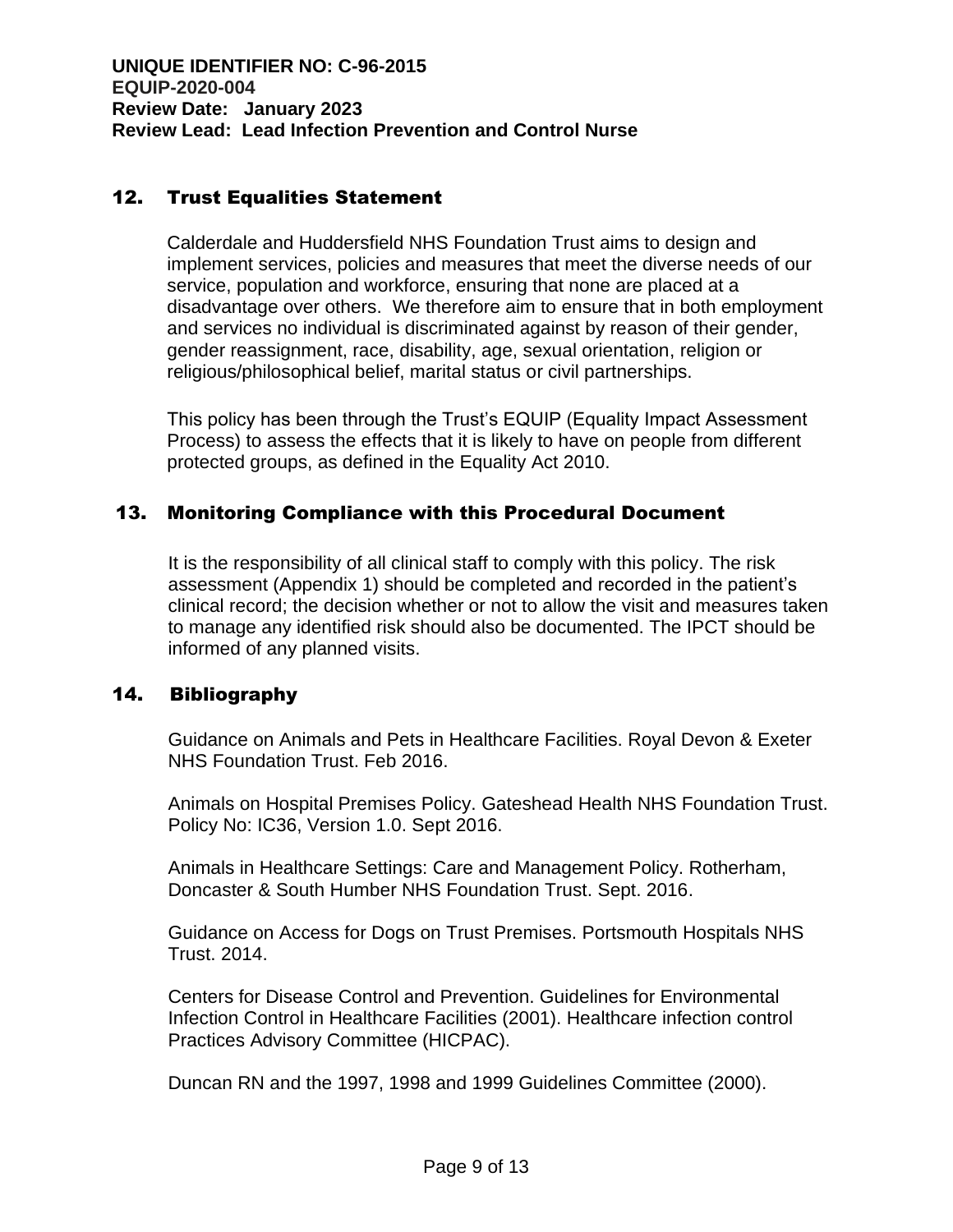## 12. Trust Equalities Statement

Calderdale and Huddersfield NHS Foundation Trust aims to design and implement services, policies and measures that meet the diverse needs of our service, population and workforce, ensuring that none are placed at a disadvantage over others. We therefore aim to ensure that in both employment and services no individual is discriminated against by reason of their gender, gender reassignment, race, disability, age, sexual orientation, religion or religious/philosophical belief, marital status or civil partnerships.

This policy has been through the Trust's EQUIP (Equality Impact Assessment Process) to assess the effects that it is likely to have on people from different protected groups, as defined in the Equality Act 2010.

## 13. Monitoring Compliance with this Procedural Document

It is the responsibility of all clinical staff to comply with this policy. The risk assessment (Appendix 1) should be completed and recorded in the patient's clinical record; the decision whether or not to allow the visit and measures taken to manage any identified risk should also be documented. The IPCT should be informed of any planned visits.

## 14. Bibliography

Guidance on Animals and Pets in Healthcare Facilities. Royal Devon & Exeter NHS Foundation Trust. Feb 2016.

Animals on Hospital Premises Policy. Gateshead Health NHS Foundation Trust. Policy No: IC36, Version 1.0. Sept 2016.

Animals in Healthcare Settings: Care and Management Policy. Rotherham, Doncaster & South Humber NHS Foundation Trust. Sept. 2016.

Guidance on Access for Dogs on Trust Premises. Portsmouth Hospitals NHS Trust. 2014.

Centers for Disease Control and Prevention. Guidelines for Environmental Infection Control in Healthcare Facilities (2001). Healthcare infection control Practices Advisory Committee (HICPAC).

Duncan RN and the 1997, 1998 and 1999 Guidelines Committee (2000).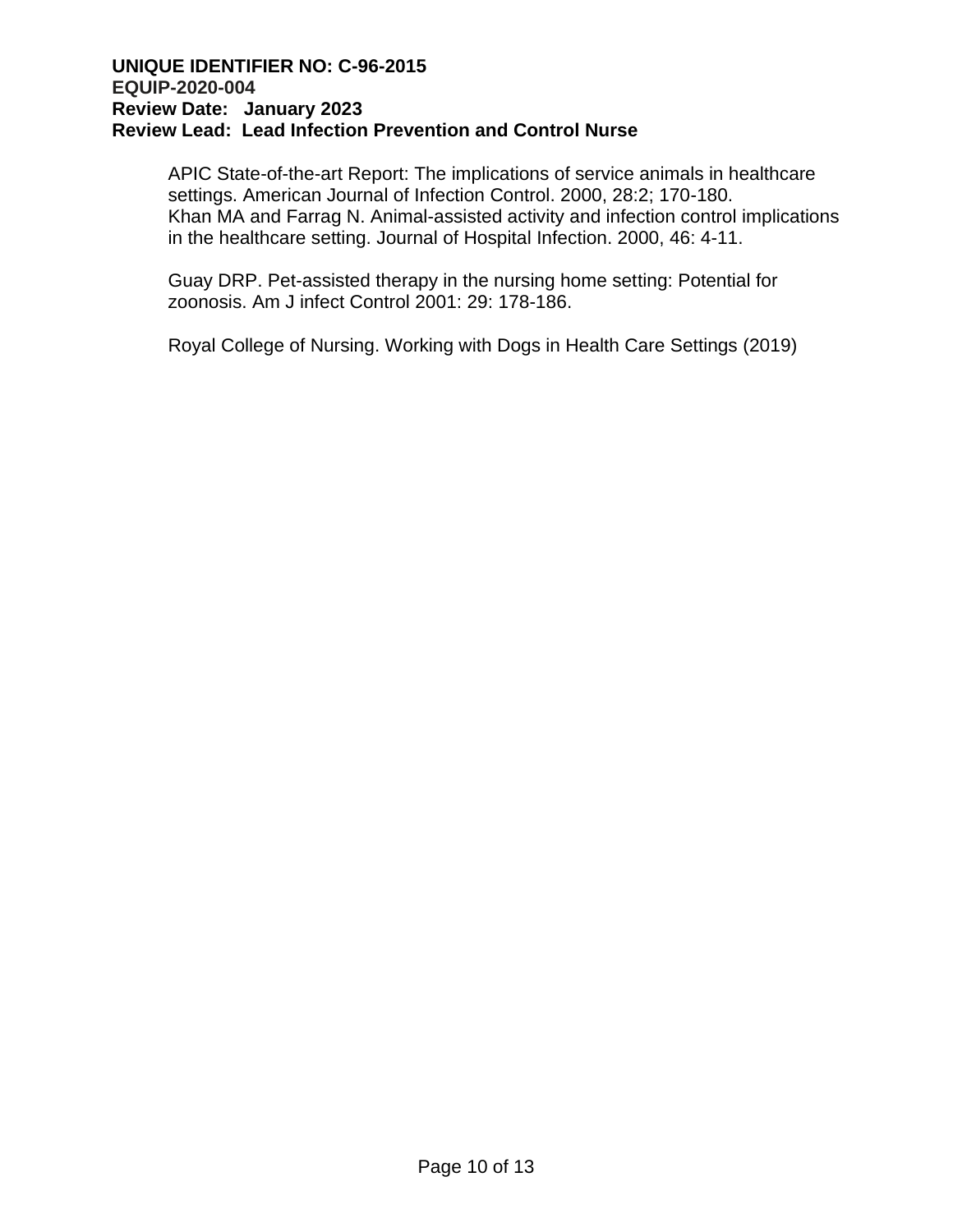APIC State-of-the-art Report: The implications of service animals in healthcare settings. American Journal of Infection Control. 2000, 28:2; 170-180.
Khan MA and Farrag N. Animal-assisted activity and infection control implications in the healthcare setting. Journal of Hospital Infection. 2000, 46: 4-11.

Guay DRP. Pet-assisted therapy in the nursing home setting: Potential for zoonosis. Am J infect Control 2001: 29: 178-186.

Royal College of Nursing. Working with Dogs in Health Care Settings (2019)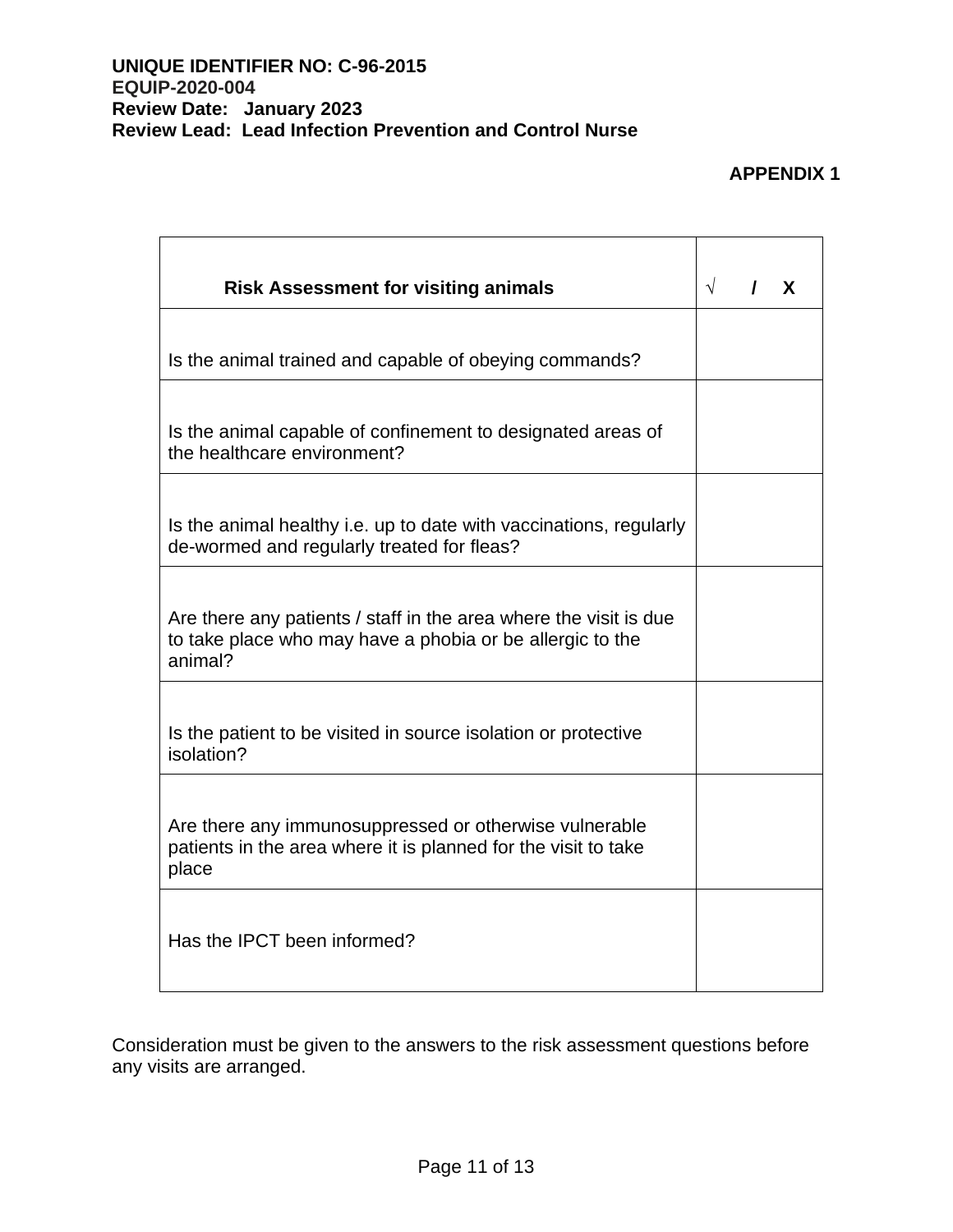**UNIQUE IDENTIFIER NO: C-96-2015**
**EQUIP-2020-004**
**Review Date: January 2023**
**Review Lead: Lead Infection Prevention and Control Nurse**

**APPENDIX 1**

| **Risk Assessment for visiting animals** | **√ / X** |
|---|---|
| Is the animal trained and capable of obeying commands? | |
| Is the animal capable of confinement to designated areas of the healthcare environment? | |
| Is the animal healthy i.e. up to date with vaccinations, regularly de-wormed and regularly treated for fleas? | |
| Are there any patients / staff in the area where the visit is due to take place who may have a phobia or be allergic to the animal? | |
| Is the patient to be visited in source isolation or protective isolation? | |
| Are there any immunosuppressed or otherwise vulnerable patients in the area where it is planned for the visit to take place | |
| Has the IPCT been informed? | |

Consideration must be given to the answers to the risk assessment questions before any visits are arranged.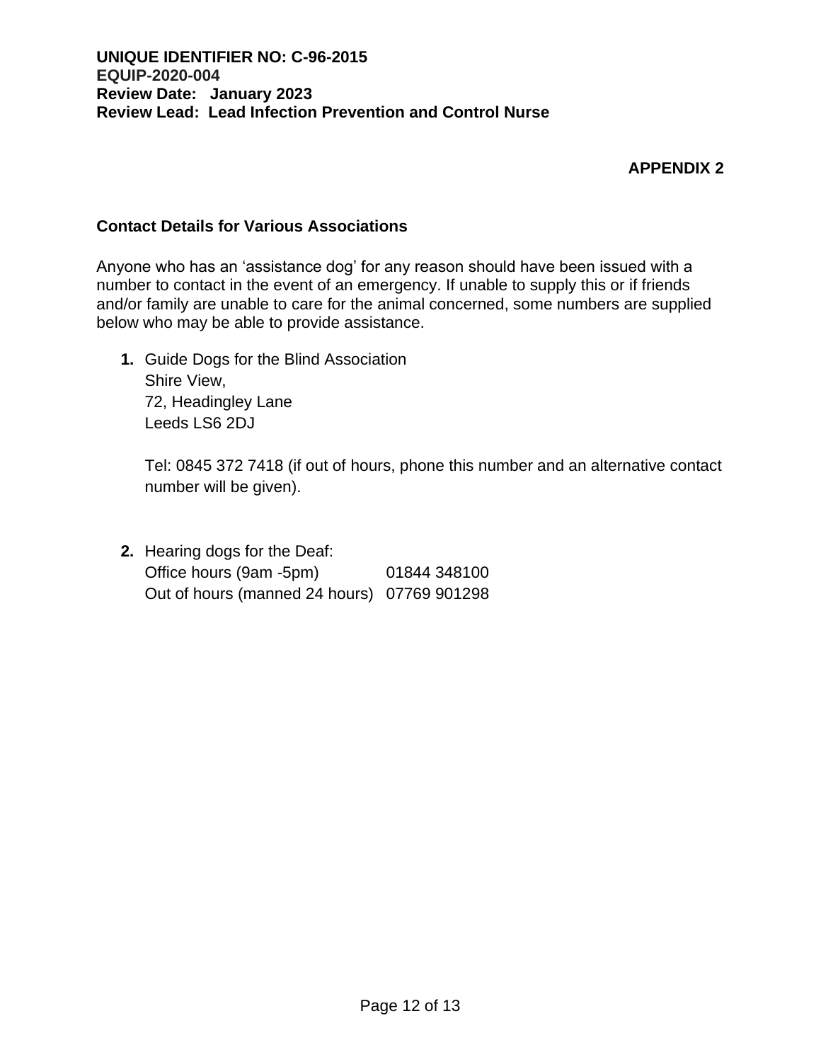**APPENDIX 2**

## Contact Details for Various Associations

Anyone who has an 'assistance dog' for any reason should have been issued with a number to contact in the event of an emergency. If unable to supply this or if friends and/or family are unable to care for the animal concerned, some numbers are supplied below who may be able to provide assistance.

1. Guide Dogs for the Blind Association
   Shire View,
   72, Headingley Lane
   Leeds LS6 2DJ

   Tel: 0845 372 7418 (if out of hours, phone this number and an alternative contact number will be given).

2. Hearing dogs for the Deaf:
   Office hours (9am -5pm) 01844 348100
   Out of hours (manned 24 hours) 07769 901298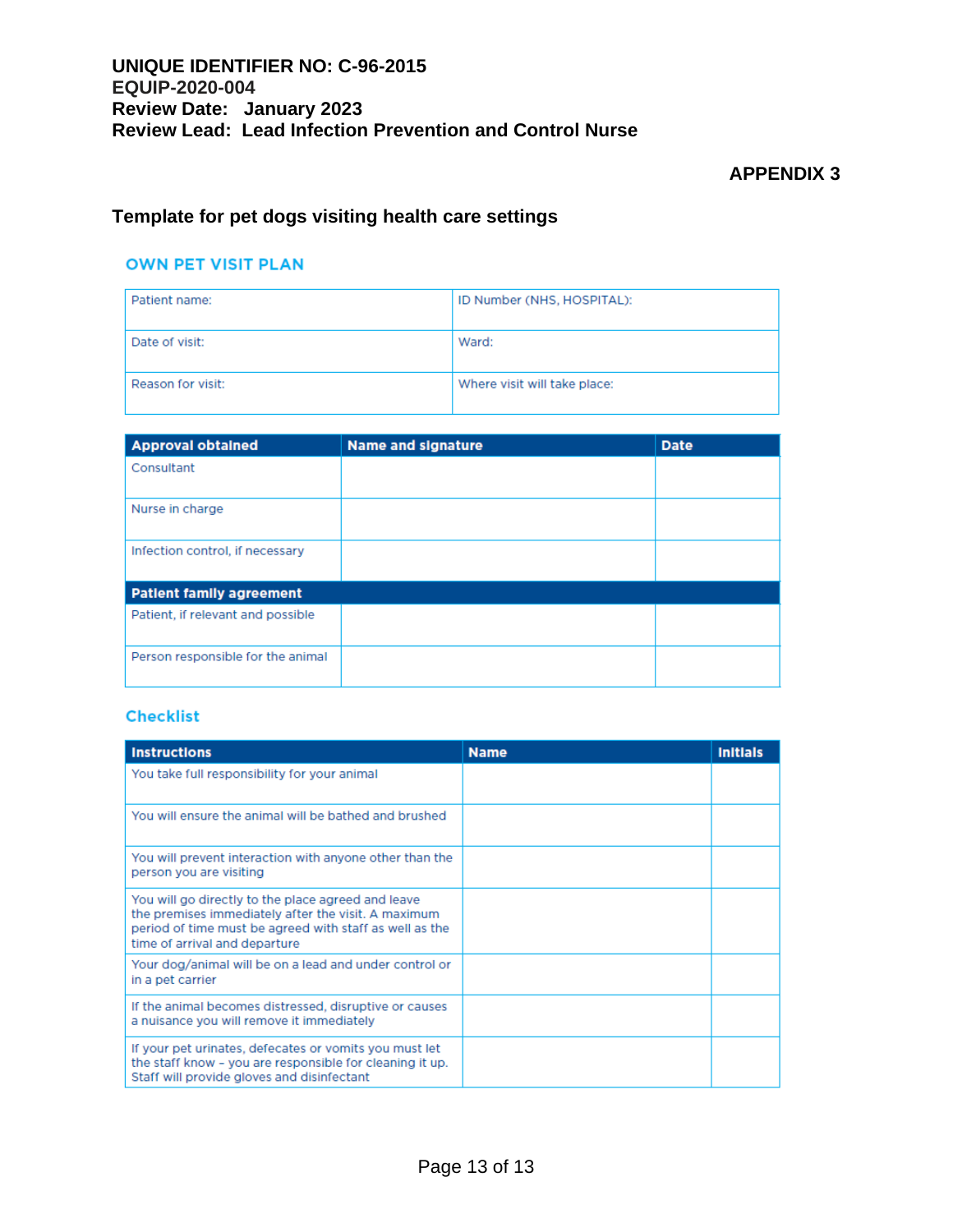**UNIQUE IDENTIFIER NO: C-96-2015**
**EQUIP-2020-004**
**Review Date: January 2023**
**Review Lead: Lead Infection Prevention and Control Nurse**

**APPENDIX 3**

## Template for pet dogs visiting health care settings

### OWN PET VISIT PLAN

| | |
|---|---|
| Patient name: | ID Number (NHS, HOSPITAL): |
| Date of visit: | Ward: |
| Reason for visit: | Where visit will take place: |

| Approval obtained | Name and signature | Date |
|---|---|---|
| Consultant | | |
| Nurse in charge | | |
| Infection control, if necessary | | |
| **Patient family agreement** | | |
| Patient, if relevant and possible | | |
| Person responsible for the animal | | |

### Checklist

| Instructions | Name | Initials |
|---|---|---|
| You take full responsibility for your animal | | |
| You will ensure the animal will be bathed and brushed | | |
| You will prevent interaction with anyone other than the person you are visiting | | |
| You will go directly to the place agreed and leave the premises immediately after the visit. A maximum period of time must be agreed with staff as well as the time of arrival and departure | | |
| Your dog/animal will be on a lead and under control or in a pet carrier | | |
| If the animal becomes distressed, disruptive or causes a nuisance you will remove it immediately | | |
| If your pet urinates, defecates or vomits you must let the staff know – you are responsible for cleaning it up. Staff will provide gloves and disinfectant | | |